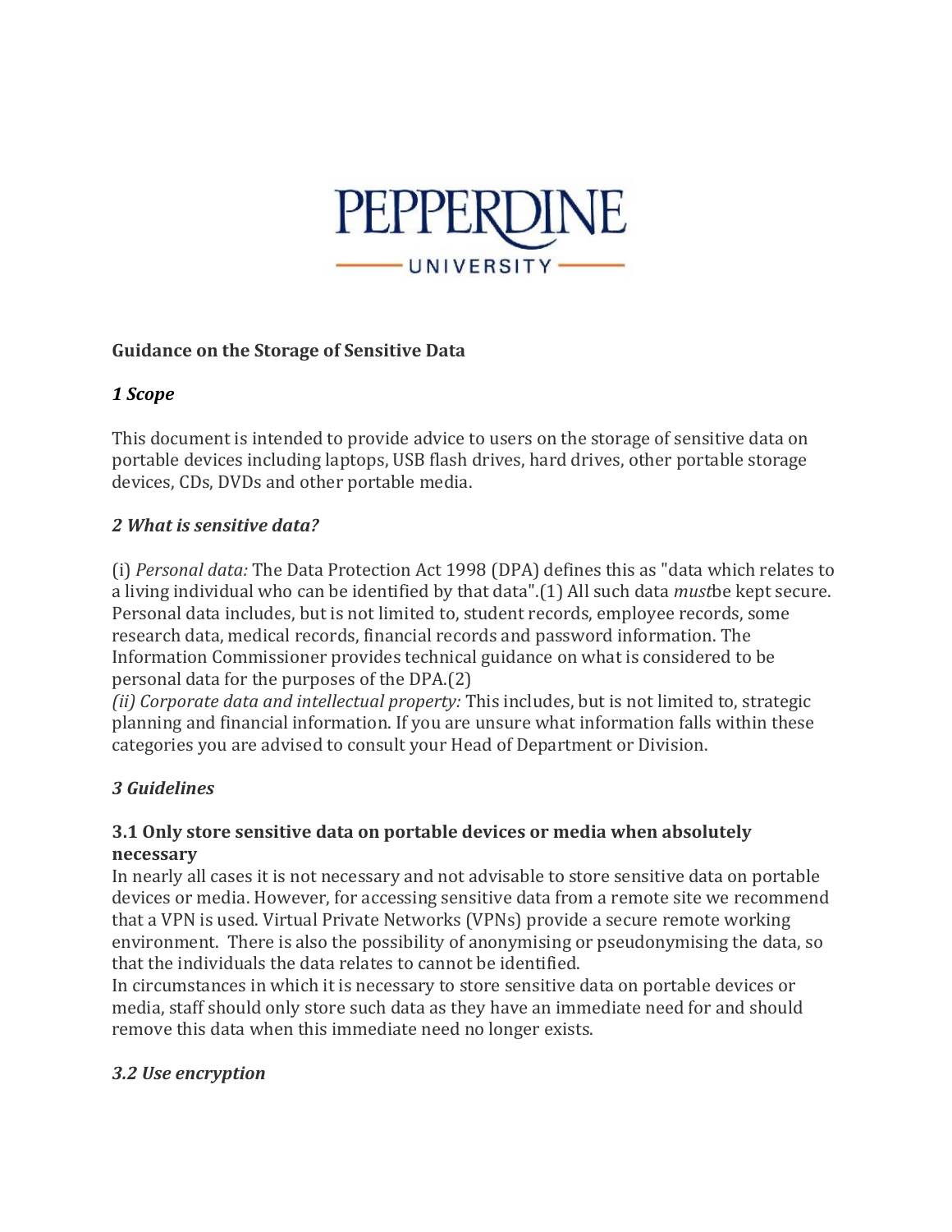PEPPERDINE UNIVERSITY

**Guidance on the Storage of Sensitive Data**

## *1 Scope*

This document is intended to provide advice to users on the storage of sensitive data on portable devices including laptops, USB flash drives, hard drives, other portable storage devices, CDs, DVDs and other portable media.

## *2 What is sensitive data?*

(i) *Personal data:* The Data Protection Act 1998 (DPA) defines this as "data which relates to a living individual who can be identified by that data".(1) All such data *must*be kept secure. Personal data includes, but is not limited to, student records, employee records, some research data, medical records, financial records and password information. The Information Commissioner provides technical guidance on what is considered to be personal data for the purposes of the DPA.(2)
*(ii) Corporate data and intellectual property:* This includes, but is not limited to, strategic planning and financial information. If you are unsure what information falls within these categories you are advised to consult your Head of Department or Division.

## *3 Guidelines*

### 3.1 Only store sensitive data on portable devices or media when absolutely necessary

In nearly all cases it is not necessary and not advisable to store sensitive data on portable devices or media. However, for accessing sensitive data from a remote site we recommend that a VPN is used. Virtual Private Networks (VPNs) provide a secure remote working environment. There is also the possibility of anonymising or pseudonymising the data, so that the individuals the data relates to cannot be identified.
In circumstances in which it is necessary to store sensitive data on portable devices or media, staff should only store such data as they have an immediate need for and should remove this data when this immediate need no longer exists.

### *3.2 Use encryption*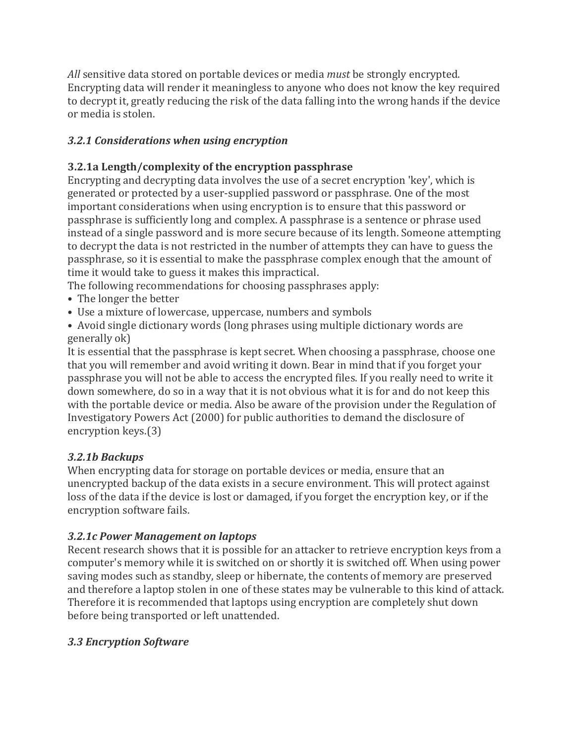*All* sensitive data stored on portable devices or media *must* be strongly encrypted. Encrypting data will render it meaningless to anyone who does not know the key required to decrypt it, greatly reducing the risk of the data falling into the wrong hands if the device or media is stolen.

### *3.2.1 Considerations when using encryption*

#### 3.2.1a Length/complexity of the encryption passphrase

Encrypting and decrypting data involves the use of a secret encryption 'key', which is generated or protected by a user-supplied password or passphrase. One of the most important considerations when using encryption is to ensure that this password or passphrase is sufficiently long and complex. A passphrase is a sentence or phrase used instead of a single password and is more secure because of its length. Someone attempting to decrypt the data is not restricted in the number of attempts they can have to guess the passphrase, so it is essential to make the passphrase complex enough that the amount of time it would take to guess it makes this impractical.

The following recommendations for choosing passphrases apply:

- The longer the better
- Use a mixture of lowercase, uppercase, numbers and symbols
- Avoid single dictionary words (long phrases using multiple dictionary words are generally ok)

It is essential that the passphrase is kept secret. When choosing a passphrase, choose one that you will remember and avoid writing it down. Bear in mind that if you forget your passphrase you will not be able to access the encrypted files. If you really need to write it down somewhere, do so in a way that it is not obvious what it is for and do not keep this with the portable device or media. Also be aware of the provision under the Regulation of Investigatory Powers Act (2000) for public authorities to demand the disclosure of encryption keys.(3)

#### *3.2.1b Backups*

When encrypting data for storage on portable devices or media, ensure that an unencrypted backup of the data exists in a secure environment. This will protect against loss of the data if the device is lost or damaged, if you forget the encryption key, or if the encryption software fails.

#### *3.2.1c Power Management on laptops*

Recent research shows that it is possible for an attacker to retrieve encryption keys from a computer's memory while it is switched on or shortly it is switched off. When using power saving modes such as standby, sleep or hibernate, the contents of memory are preserved and therefore a laptop stolen in one of these states may be vulnerable to this kind of attack. Therefore it is recommended that laptops using encryption are completely shut down before being transported or left unattended.

### *3.3 Encryption Software*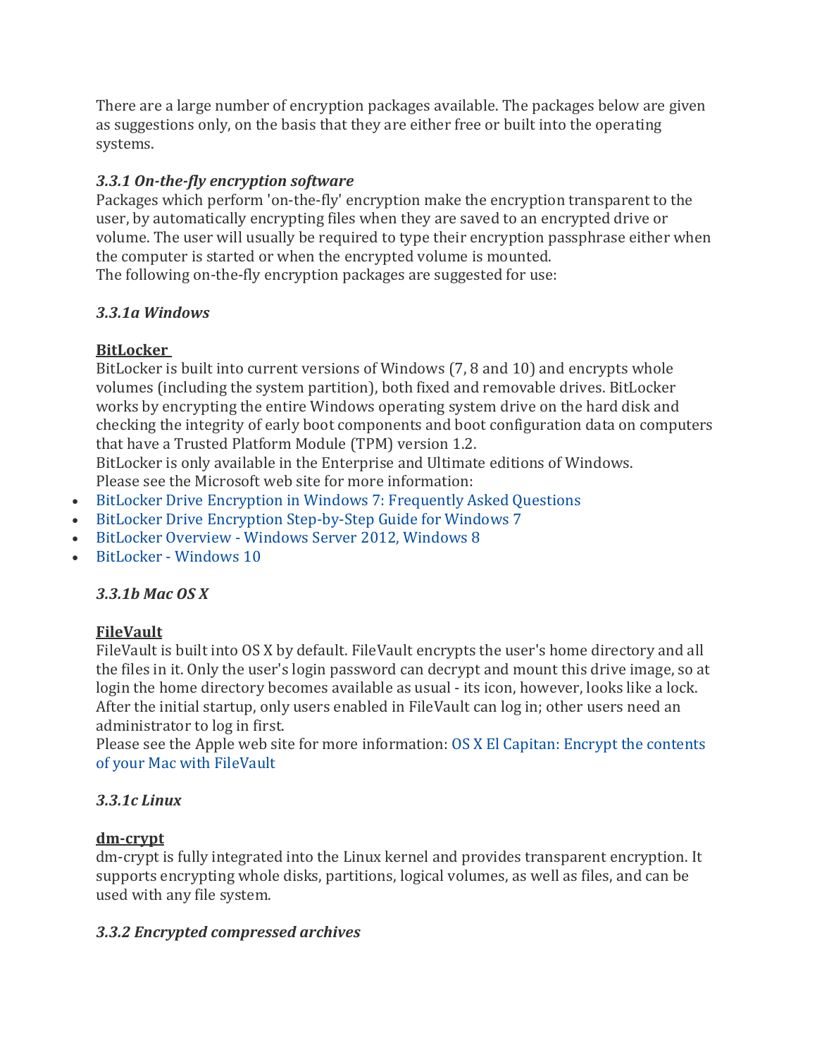There are a large number of encryption packages available. The packages below are given as suggestions only, on the basis that they are either free or built into the operating systems.

### *3.3.1 On-the-fly encryption software*

Packages which perform 'on-the-fly' encryption make the encryption transparent to the user, by automatically encrypting files when they are saved to an encrypted drive or volume. The user will usually be required to type their encryption passphrase either when the computer is started or when the encrypted volume is mounted.
The following on-the-fly encryption packages are suggested for use:

#### *3.3.1a Windows*

**BitLocker**

BitLocker is built into current versions of Windows (7, 8 and 10) and encrypts whole volumes (including the system partition), both fixed and removable drives. BitLocker works by encrypting the entire Windows operating system drive on the hard disk and checking the integrity of early boot components and boot configuration data on computers that have a Trusted Platform Module (TPM) version 1.2.
BitLocker is only available in the Enterprise and Ultimate editions of Windows.
Please see the Microsoft web site for more information:

- BitLocker Drive Encryption in Windows 7: Frequently Asked Questions
- BitLocker Drive Encryption Step-by-Step Guide for Windows 7
- BitLocker Overview - Windows Server 2012, Windows 8
- BitLocker - Windows 10

#### *3.3.1b Mac OS X*

**FileVault**

FileVault is built into OS X by default. FileVault encrypts the user's home directory and all the files in it. Only the user's login password can decrypt and mount this drive image, so at login the home directory becomes available as usual - its icon, however, looks like a lock. After the initial startup, only users enabled in FileVault can log in; other users need an administrator to log in first.
Please see the Apple web site for more information: OS X El Capitan: Encrypt the contents of your Mac with FileVault

#### *3.3.1c Linux*

**dm-crypt**

dm-crypt is fully integrated into the Linux kernel and provides transparent encryption. It supports encrypting whole disks, partitions, logical volumes, as well as files, and can be used with any file system.

### *3.3.2 Encrypted compressed archives*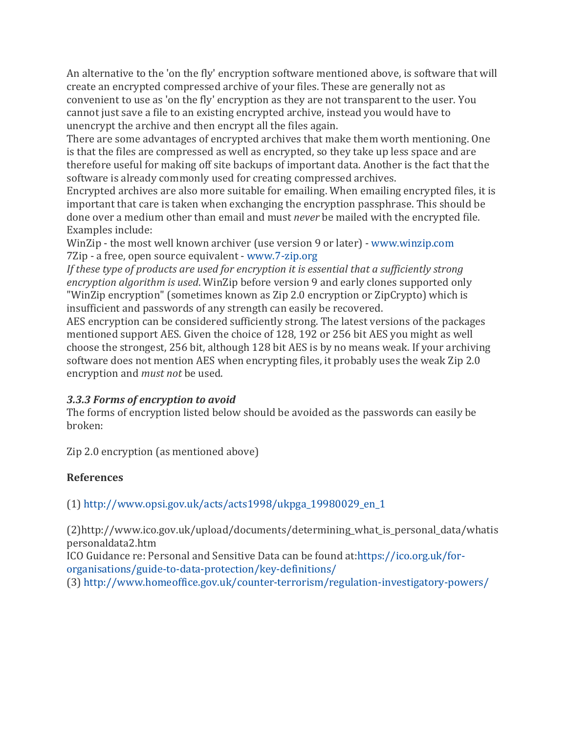An alternative to the 'on the fly' encryption software mentioned above, is software that will create an encrypted compressed archive of your files. These are generally not as convenient to use as 'on the fly' encryption as they are not transparent to the user. You cannot just save a file to an existing encrypted archive, instead you would have to unencrypt the archive and then encrypt all the files again.

There are some advantages of encrypted archives that make them worth mentioning. One is that the files are compressed as well as encrypted, so they take up less space and are therefore useful for making off site backups of important data. Another is the fact that the software is already commonly used for creating compressed archives.

Encrypted archives are also more suitable for emailing. When emailing encrypted files, it is important that care is taken when exchanging the encryption passphrase. This should be done over a medium other than email and must *never* be mailed with the encrypted file.

Examples include:

WinZip - the most well known archiver (use version 9 or later) - www.winzip.com

7Zip - a free, open source equivalent - www.7-zip.org

*If these type of products are used for encryption it is essential that a sufficiently strong encryption algorithm is used*. WinZip before version 9 and early clones supported only "WinZip encryption" (sometimes known as Zip 2.0 encryption or ZipCrypto) which is insufficient and passwords of any strength can easily be recovered.

AES encryption can be considered sufficiently strong. The latest versions of the packages mentioned support AES. Given the choice of 128, 192 or 256 bit AES you might as well choose the strongest, 256 bit, although 128 bit AES is by no means weak. If your archiving software does not mention AES when encrypting files, it probably uses the weak Zip 2.0 encryption and *must not* be used.

### *3.3.3 Forms of encryption to avoid*

The forms of encryption listed below should be avoided as the passwords can easily be broken:

Zip 2.0 encryption (as mentioned above)

**References**

(1) http://www.opsi.gov.uk/acts/acts1998/ukpga_19980029_en_1

(2)http://www.ico.gov.uk/upload/documents/determining_what_is_personal_data/whatispersonaldata2.htm

ICO Guidance re: Personal and Sensitive Data can be found at:https://ico.org.uk/for-organisations/guide-to-data-protection/key-definitions/

(3) http://www.homeoffice.gov.uk/counter-terrorism/regulation-investigatory-powers/